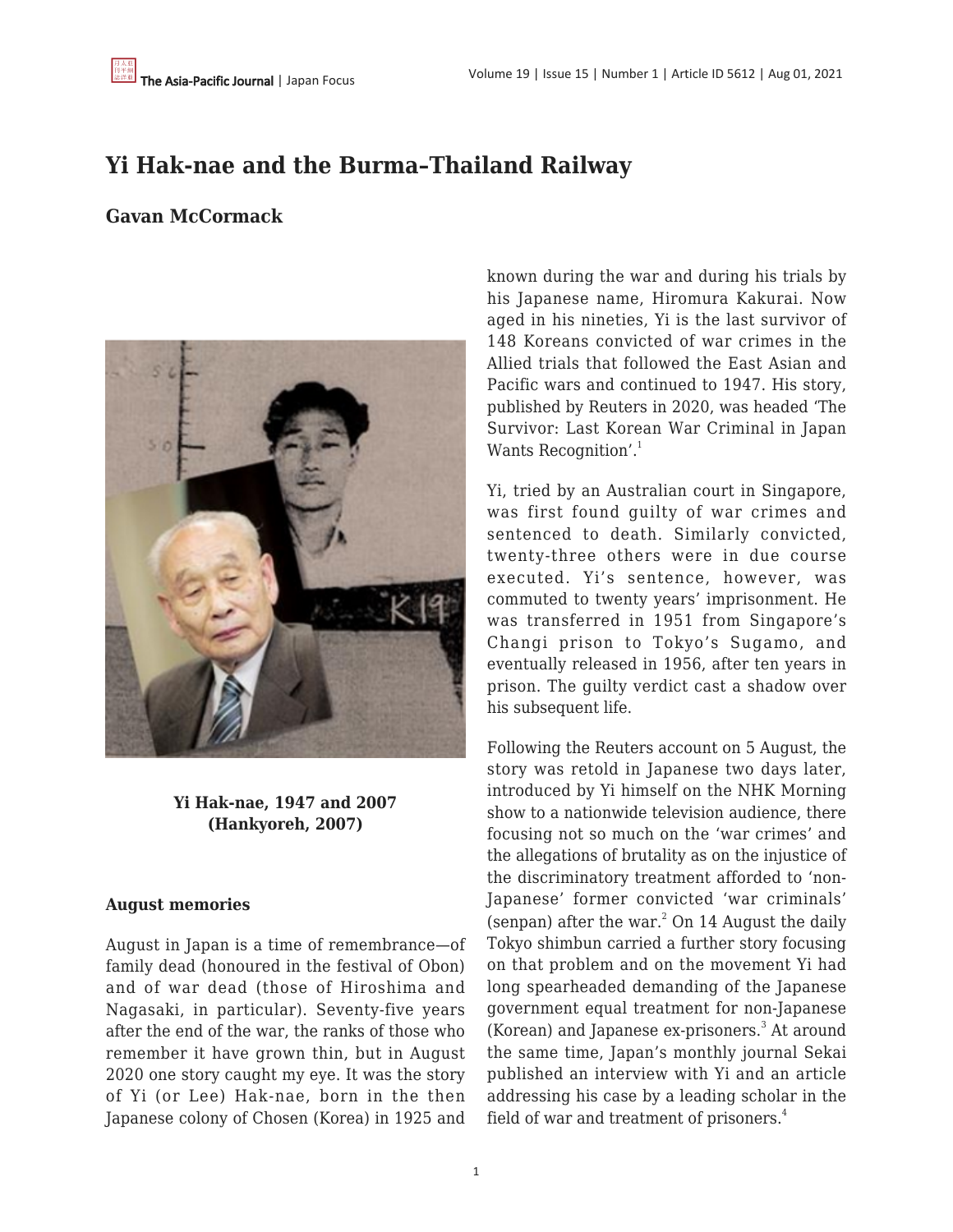# Yi Hak-nae and the Burma–Thailand Railway

## Gavan McCormack

**Yi Hak-nae, 1947 and 2007 (Hankyoreh, 2007)**

### August memories

August in Japan is a time of remembrance—of family dead (honoured in the festival of Obon) and of war dead (those of Hiroshima and Nagasaki, in particular). Seventy-five years after the end of the war, the ranks of those who remember it have grown thin, but in August 2020 one story caught my eye. It was the story of Yi (or Lee) Hak-nae, born in the then Japanese colony of Chosen (Korea) in 1925 and known during the war and during his trials by his Japanese name, Hiromura Kakurai. Now aged in his nineties, Yi is the last survivor of 148 Koreans convicted of war crimes in the Allied trials that followed the East Asian and Pacific wars and continued to 1947. His story, published by Reuters in 2020, was headed 'The Survivor: Last Korean War Criminal in Japan Wants Recognition'.[1]

Yi, tried by an Australian court in Singapore, was first found guilty of war crimes and sentenced to death. Similarly convicted, twenty-three others were in due course executed. Yi's sentence, however, was commuted to twenty years' imprisonment. He was transferred in 1951 from Singapore's Changi prison to Tokyo's Sugamo, and eventually released in 1956, after ten years in prison. The guilty verdict cast a shadow over his subsequent life.

Following the Reuters account on 5 August, the story was retold in Japanese two days later, introduced by Yi himself on the NHK Morning show to a nationwide television audience, there focusing not so much on the 'war crimes' and the allegations of brutality as on the injustice of the discriminatory treatment afforded to 'non-Japanese' former convicted 'war criminals' (senpan) after the war.[2] On 14 August the daily Tokyo shimbun carried a further story focusing on that problem and on the movement Yi had long spearheaded demanding of the Japanese government equal treatment for non-Japanese (Korean) and Japanese ex-prisoners.[3] At around the same time, Japan's monthly journal Sekai published an interview with Yi and an article addressing his case by a leading scholar in the field of war and treatment of prisoners.[4]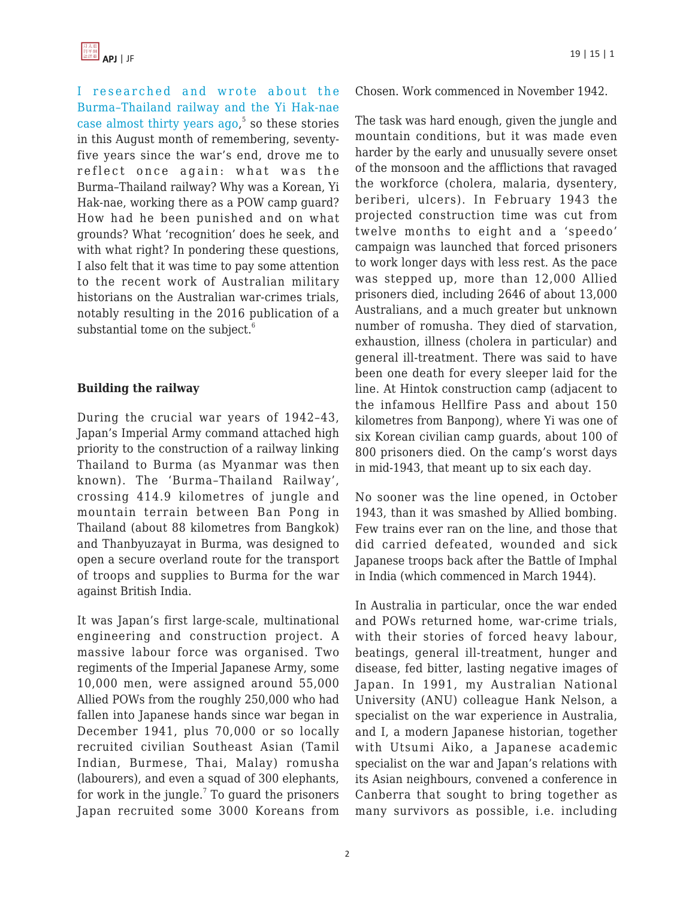I researched and wrote about the Burma–Thailand railway and the Yi Hak-nae case almost thirty years ago,[5] so these stories in this August month of remembering, seventy-five years since the war's end, drove me to reflect once again: what was the Burma–Thailand railway? Why was a Korean, Yi Hak-nae, working there as a POW camp guard? How had he been punished and on what grounds? What 'recognition' does he seek, and with what right? In pondering these questions, I also felt that it was time to pay some attention to the recent work of Australian military historians on the Australian war-crimes trials, notably resulting in the 2016 publication of a substantial tome on the subject.[6]

**Building the railway**

During the crucial war years of 1942–43, Japan's Imperial Army command attached high priority to the construction of a railway linking Thailand to Burma (as Myanmar was then known). The 'Burma–Thailand Railway', crossing 414.9 kilometres of jungle and mountain terrain between Ban Pong in Thailand (about 88 kilometres from Bangkok) and Thanbyuzayat in Burma, was designed to open a secure overland route for the transport of troops and supplies to Burma for the war against British India.

It was Japan's first large-scale, multinational engineering and construction project. A massive labour force was organised. Two regiments of the Imperial Japanese Army, some 10,000 men, were assigned around 55,000 Allied POWs from the roughly 250,000 who had fallen into Japanese hands since war began in December 1941, plus 70,000 or so locally recruited civilian Southeast Asian (Tamil Indian, Burmese, Thai, Malay) romusha (labourers), and even a squad of 300 elephants, for work in the jungle.[7] To guard the prisoners Japan recruited some 3000 Koreans from Chosen. Work commenced in November 1942.

The task was hard enough, given the jungle and mountain conditions, but it was made even harder by the early and unusually severe onset of the monsoon and the afflictions that ravaged the workforce (cholera, malaria, dysentery, beriberi, ulcers). In February 1943 the projected construction time was cut from twelve months to eight and a 'speedo' campaign was launched that forced prisoners to work longer days with less rest. As the pace was stepped up, more than 12,000 Allied prisoners died, including 2646 of about 13,000 Australians, and a much greater but unknown number of romusha. They died of starvation, exhaustion, illness (cholera in particular) and general ill-treatment. There was said to have been one death for every sleeper laid for the line. At Hintok construction camp (adjacent to the infamous Hellfire Pass and about 150 kilometres from Banpong), where Yi was one of six Korean civilian camp guards, about 100 of 800 prisoners died. On the camp's worst days in mid-1943, that meant up to six each day.

No sooner was the line opened, in October 1943, than it was smashed by Allied bombing. Few trains ever ran on the line, and those that did carried defeated, wounded and sick Japanese troops back after the Battle of Imphal in India (which commenced in March 1944).

In Australia in particular, once the war ended and POWs returned home, war-crime trials, with their stories of forced heavy labour, beatings, general ill-treatment, hunger and disease, fed bitter, lasting negative images of Japan. In 1991, my Australian National University (ANU) colleague Hank Nelson, a specialist on the war experience in Australia, and I, a modern Japanese historian, together with Utsumi Aiko, a Japanese academic specialist on the war and Japan's relations with its Asian neighbours, convened a conference in Canberra that sought to bring together as many survivors as possible, i.e. including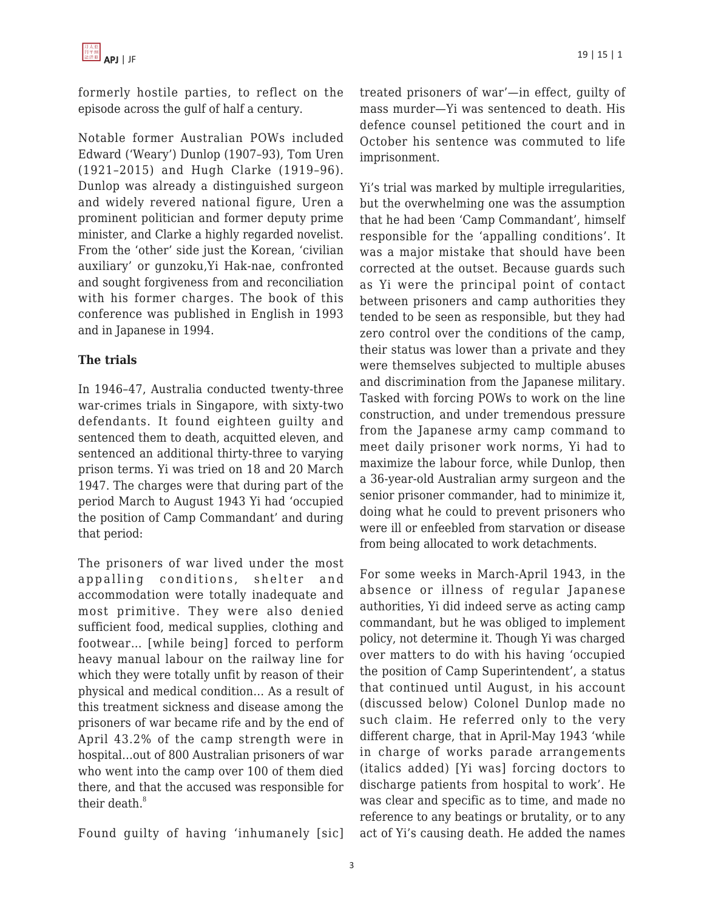formerly hostile parties, to reflect on the episode across the gulf of half a century.

Notable former Australian POWs included Edward ('Weary') Dunlop (1907–93), Tom Uren (1921–2015) and Hugh Clarke (1919–96). Dunlop was already a distinguished surgeon and widely revered national figure, Uren a prominent politician and former deputy prime minister, and Clarke a highly regarded novelist. From the 'other' side just the Korean, 'civilian auxiliary' or gunzoku,Yi Hak-nae, confronted and sought forgiveness from and reconciliation with his former charges. The book of this conference was published in English in 1993 and in Japanese in 1994.

**The trials**

In 1946–47, Australia conducted twenty-three war-crimes trials in Singapore, with sixty-two defendants. It found eighteen guilty and sentenced them to death, acquitted eleven, and sentenced an additional thirty-three to varying prison terms. Yi was tried on 18 and 20 March 1947. The charges were that during part of the period March to August 1943 Yi had 'occupied the position of Camp Commandant' and during that period:

> The prisoners of war lived under the most appalling conditions, shelter and accommodation were totally inadequate and most primitive. They were also denied sufficient food, medical supplies, clothing and footwear... [while being] forced to perform heavy manual labour on the railway line for which they were totally unfit by reason of their physical and medical condition... As a result of this treatment sickness and disease among the prisoners of war became rife and by the end of April 43.2% of the camp strength were in hospital...out of 800 Australian prisoners of war who went into the camp over 100 of them died there, and that the accused was responsible for their death.[8]

Found guilty of having 'inhumanely [sic] treated prisoners of war'—in effect, guilty of mass murder—Yi was sentenced to death. His defence counsel petitioned the court and in October his sentence was commuted to life imprisonment.

Yi's trial was marked by multiple irregularities, but the overwhelming one was the assumption that he had been 'Camp Commandant', himself responsible for the 'appalling conditions'. It was a major mistake that should have been corrected at the outset. Because guards such as Yi were the principal point of contact between prisoners and camp authorities they tended to be seen as responsible, but they had zero control over the conditions of the camp, their status was lower than a private and they were themselves subjected to multiple abuses and discrimination from the Japanese military. Tasked with forcing POWs to work on the line construction, and under tremendous pressure from the Japanese army camp command to meet daily prisoner work norms, Yi had to maximize the labour force, while Dunlop, then a 36-year-old Australian army surgeon and the senior prisoner commander, had to minimize it, doing what he could to prevent prisoners who were ill or enfeebled from starvation or disease from being allocated to work detachments.

For some weeks in March-April 1943, in the absence or illness of regular Japanese authorities, Yi did indeed serve as acting camp commandant, but he was obliged to implement policy, not determine it. Though Yi was charged over matters to do with his having 'occupied the position of Camp Superintendent', a status that continued until August, in his account (discussed below) Colonel Dunlop made no such claim. He referred only to the very different charge, that in April-May 1943 'while *in charge of works parade arrangements* (italics added) [Yi was] forcing doctors to discharge patients from hospital to work'. He was clear and specific as to time, and made no reference to any beatings or brutality, or to any act of Yi's causing death. He added the names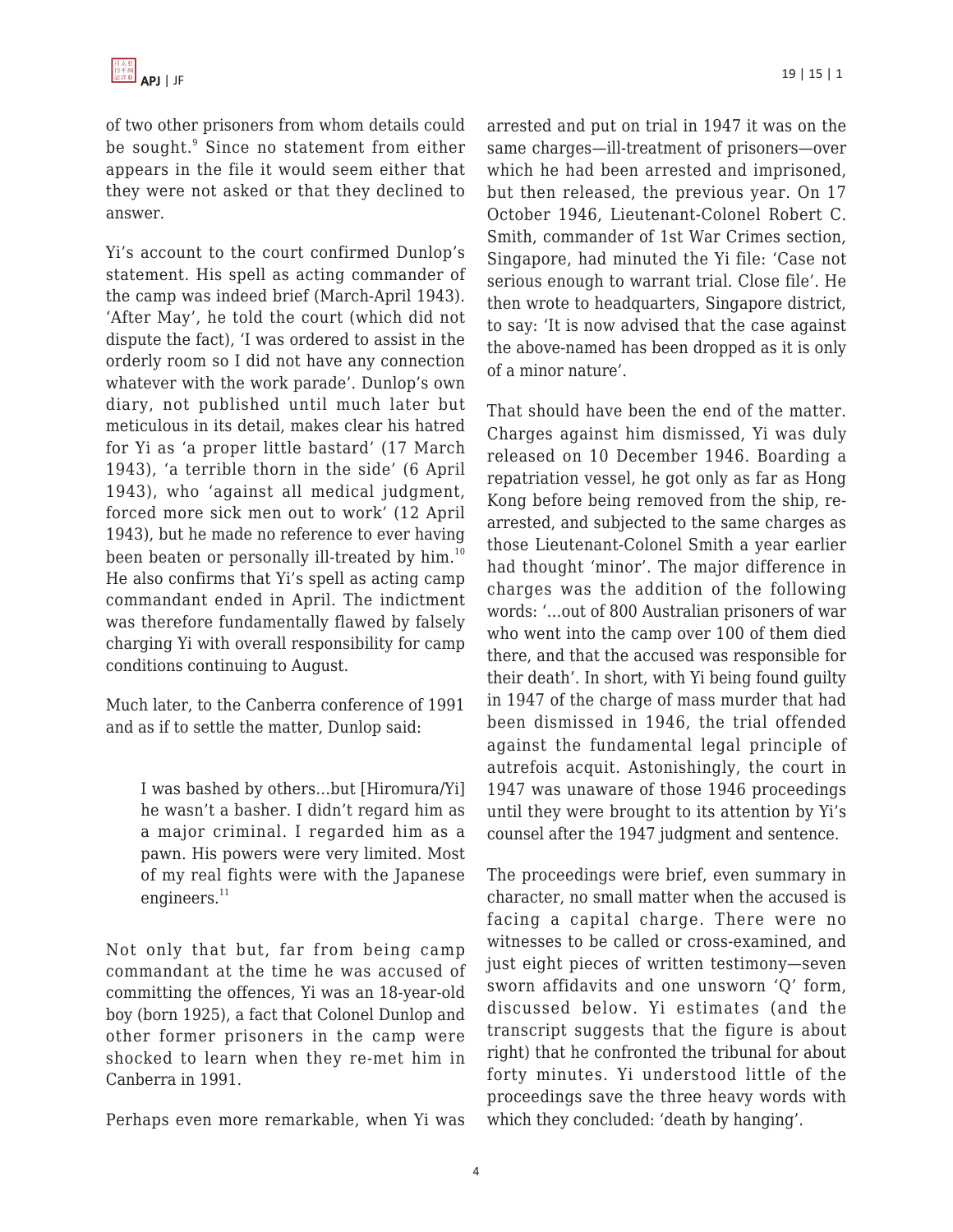of two other prisoners from whom details could be sought.[9] Since no statement from either appears in the file it would seem either that they were not asked or that they declined to answer.

Yi's account to the court confirmed Dunlop's statement. His spell as acting commander of the camp was indeed brief (March-April 1943). 'After May', he told the court (which did not dispute the fact), 'I was ordered to assist in the orderly room so I did not have any connection whatever with the work parade'. Dunlop's own diary, not published until much later but meticulous in its detail, makes clear his hatred for Yi as 'a proper little bastard' (17 March 1943), 'a terrible thorn in the side' (6 April 1943), who 'against all medical judgment, forced more sick men out to work' (12 April 1943), but he made no reference to ever having been beaten or personally ill-treated by him.[10] He also confirms that Yi's spell as acting camp commandant ended in April. The indictment was therefore fundamentally flawed by falsely charging Yi with overall responsibility for camp conditions continuing to August.

Much later, to the Canberra conference of 1991 and as if to settle the matter, Dunlop said:

> I was bashed by others…but [Hiromura/Yi] he wasn't a basher. I didn't regard him as a major criminal. I regarded him as a pawn. His powers were very limited. Most of my real fights were with the Japanese engineers.[11]

Not only that but, far from being camp commandant at the time he was accused of committing the offences, Yi was an 18-year-old boy (born 1925), a fact that Colonel Dunlop and other former prisoners in the camp were shocked to learn when they re-met him in Canberra in 1991.

Perhaps even more remarkable, when Yi was arrested and put on trial in 1947 it was on the same charges—ill-treatment of prisoners—over which he had been arrested and imprisoned, but then released, the previous year. On 17 October 1946, Lieutenant-Colonel Robert C. Smith, commander of 1st War Crimes section, Singapore, had minuted the Yi file: 'Case not serious enough to warrant trial. Close file'. He then wrote to headquarters, Singapore district, to say: 'It is now advised that the case against the above-named has been dropped as it is only of a minor nature'.

That should have been the end of the matter. Charges against him dismissed, Yi was duly released on 10 December 1946. Boarding a repatriation vessel, he got only as far as Hong Kong before being removed from the ship, re-arrested, and subjected to the same charges as those Lieutenant-Colonel Smith a year earlier had thought 'minor'. The major difference in charges was the addition of the following words: '…out of 800 Australian prisoners of war who went into the camp over 100 of them died there, and that the accused was responsible for their death'. In short, with Yi being found guilty in 1947 of the charge of mass murder that had been dismissed in 1946, the trial offended against the fundamental legal principle of autrefois acquit. Astonishingly, the court in 1947 was unaware of those 1946 proceedings until they were brought to its attention by Yi's counsel after the 1947 judgment and sentence.

The proceedings were brief, even summary in character, no small matter when the accused is facing a capital charge. There were no witnesses to be called or cross-examined, and just eight pieces of written testimony—seven sworn affidavits and one unsworn 'Q' form, discussed below. Yi estimates (and the transcript suggests that the figure is about right) that he confronted the tribunal for about forty minutes. Yi understood little of the proceedings save the three heavy words with which they concluded: 'death by hanging'.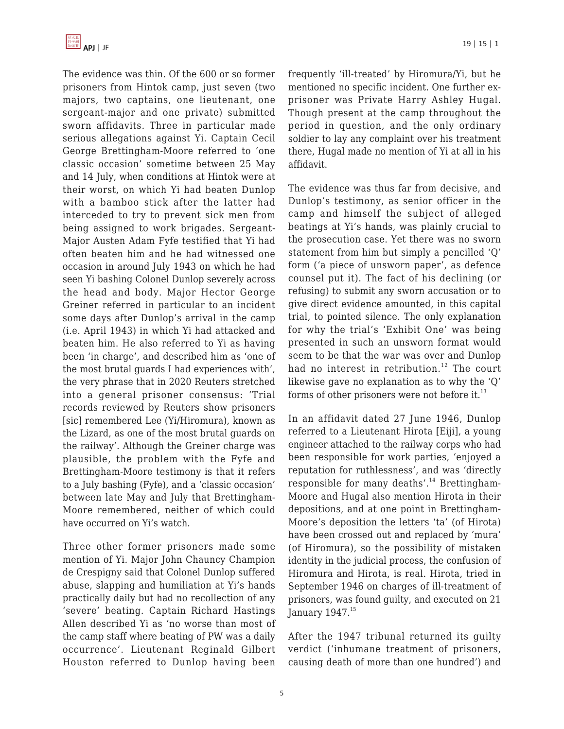The evidence was thin. Of the 600 or so former prisoners from Hintok camp, just seven (two majors, two captains, one lieutenant, one sergeant-major and one private) submitted sworn affidavits. Three in particular made serious allegations against Yi. Captain Cecil George Brettingham-Moore referred to 'one classic occasion' sometime between 25 May and 14 July, when conditions at Hintok were at their worst, on which Yi had beaten Dunlop with a bamboo stick after the latter had interceded to try to prevent sick men from being assigned to work brigades. Sergeant-Major Austen Adam Fyfe testified that Yi had often beaten him and he had witnessed one occasion in around July 1943 on which he had seen Yi bashing Colonel Dunlop severely across the head and body. Major Hector George Greiner referred in particular to an incident some days after Dunlop's arrival in the camp (i.e. April 1943) in which Yi had attacked and beaten him. He also referred to Yi as having been 'in charge', and described him as 'one of the most brutal guards I had experiences with', the very phrase that in 2020 Reuters stretched into a general prisoner consensus: 'Trial records reviewed by Reuters show prisoners [sic] remembered Lee (Yi/Hiromura), known as the Lizard, as one of the most brutal guards on the railway'. Although the Greiner charge was plausible, the problem with the Fyfe and Brettingham-Moore testimony is that it refers to a July bashing (Fyfe), and a 'classic occasion' between late May and July that Brettingham-Moore remembered, neither of which could have occurred on Yi's watch.

Three other former prisoners made some mention of Yi. Major John Chauncy Champion de Crespigny said that Colonel Dunlop suffered abuse, slapping and humiliation at Yi's hands practically daily but had no recollection of any 'severe' beating. Captain Richard Hastings Allen described Yi as 'no worse than most of the camp staff where beating of PW was a daily occurrence'. Lieutenant Reginald Gilbert Houston referred to Dunlop having been frequently 'ill-treated' by Hiromura/Yi, but he mentioned no specific incident. One further ex-prisoner was Private Harry Ashley Hugal. Though present at the camp throughout the period in question, and the only ordinary soldier to lay any complaint over his treatment there, Hugal made no mention of Yi at all in his affidavit.

The evidence was thus far from decisive, and Dunlop's testimony, as senior officer in the camp and himself the subject of alleged beatings at Yi's hands, was plainly crucial to the prosecution case. Yet there was no sworn statement from him but simply a pencilled 'Q' form ('a piece of unsworn paper', as defence counsel put it). The fact of his declining (or refusing) to submit any sworn accusation or to give direct evidence amounted, in this capital trial, to pointed silence. The only explanation for why the trial's 'Exhibit One' was being presented in such an unsworn format would seem to be that the war was over and Dunlop had no interest in retribution.[12] The court likewise gave no explanation as to why the 'Q' forms of other prisoners were not before it.[13]

In an affidavit dated 27 June 1946, Dunlop referred to a Lieutenant Hirota [Eiji], a young engineer attached to the railway corps who had been responsible for work parties, 'enjoyed a reputation for ruthlessness', and was 'directly responsible for many deaths'.[14] Brettingham-Moore and Hugal also mention Hirota in their depositions, and at one point in Brettingham-Moore's deposition the letters 'ta' (of Hirota) have been crossed out and replaced by 'mura' (of Hiromura), so the possibility of mistaken identity in the judicial process, the confusion of Hiromura and Hirota, is real. Hirota, tried in September 1946 on charges of ill-treatment of prisoners, was found guilty, and executed on 21 January 1947.[15]

After the 1947 tribunal returned its guilty verdict ('inhumane treatment of prisoners, causing death of more than one hundred') and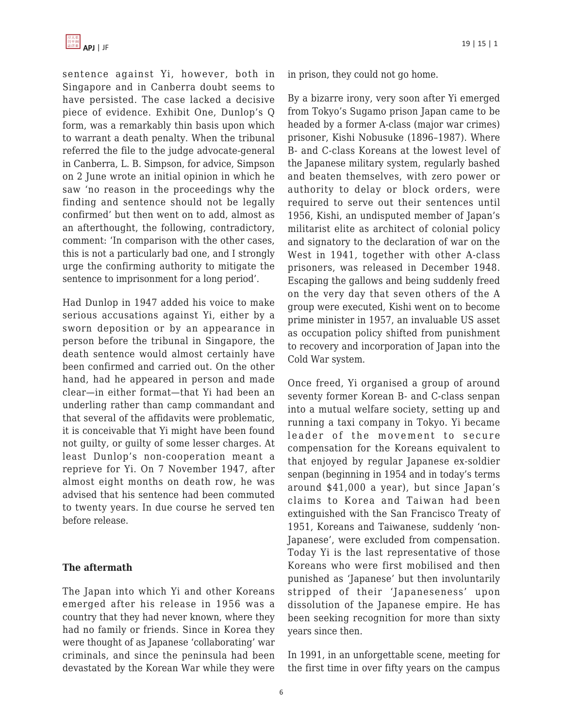sentence against Yi, however, both in Singapore and in Canberra doubt seems to have persisted. The case lacked a decisive piece of evidence. Exhibit One, Dunlop's Q form, was a remarkably thin basis upon which to warrant a death penalty. When the tribunal referred the file to the judge advocate-general in Canberra, L. B. Simpson, for advice, Simpson on 2 June wrote an initial opinion in which he saw 'no reason in the proceedings why the finding and sentence should not be legally confirmed' but then went on to add, almost as an afterthought, the following, contradictory, comment: 'In comparison with the other cases, this is not a particularly bad one, and I strongly urge the confirming authority to mitigate the sentence to imprisonment for a long period'.

Had Dunlop in 1947 added his voice to make serious accusations against Yi, either by a sworn deposition or by an appearance in person before the tribunal in Singapore, the death sentence would almost certainly have been confirmed and carried out. On the other hand, had he appeared in person and made clear—in either format—that Yi had been an underling rather than camp commandant and that several of the affidavits were problematic, it is conceivable that Yi might have been found not guilty, or guilty of some lesser charges. At least Dunlop's non-cooperation meant a reprieve for Yi. On 7 November 1947, after almost eight months on death row, he was advised that his sentence had been commuted to twenty years. In due course he served ten before release.

**The aftermath**

The Japan into which Yi and other Koreans emerged after his release in 1956 was a country that they had never known, where they had no family or friends. Since in Korea they were thought of as Japanese 'collaborating' war criminals, and since the peninsula had been devastated by the Korean War while they were in prison, they could not go home.

By a bizarre irony, very soon after Yi emerged from Tokyo's Sugamo prison Japan came to be headed by a former A-class (major war crimes) prisoner, Kishi Nobusuke (1896–1987). Where B- and C-class Koreans at the lowest level of the Japanese military system, regularly bashed and beaten themselves, with zero power or authority to delay or block orders, were required to serve out their sentences until 1956, Kishi, an undisputed member of Japan's militarist elite as architect of colonial policy and signatory to the declaration of war on the West in 1941, together with other A-class prisoners, was released in December 1948. Escaping the gallows and being suddenly freed on the very day that seven others of the A group were executed, Kishi went on to become prime minister in 1957, an invaluable US asset as occupation policy shifted from punishment to recovery and incorporation of Japan into the Cold War system.

Once freed, Yi organised a group of around seventy former Korean B- and C-class senpan into a mutual welfare society, setting up and running a taxi company in Tokyo. Yi became leader of the movement to secure compensation for the Koreans equivalent to that enjoyed by regular Japanese ex-soldier senpan (beginning in 1954 and in today's terms around $41,000 a year), but since Japan's claims to Korea and Taiwan had been extinguished with the San Francisco Treaty of 1951, Koreans and Taiwanese, suddenly 'non-Japanese', were excluded from compensation. Today Yi is the last representative of those Koreans who were first mobilised and then punished as 'Japanese' but then involuntarily stripped of their 'Japaneseness' upon dissolution of the Japanese empire. He has been seeking recognition for more than sixty years since then.

In 1991, in an unforgettable scene, meeting for the first time in over fifty years on the campus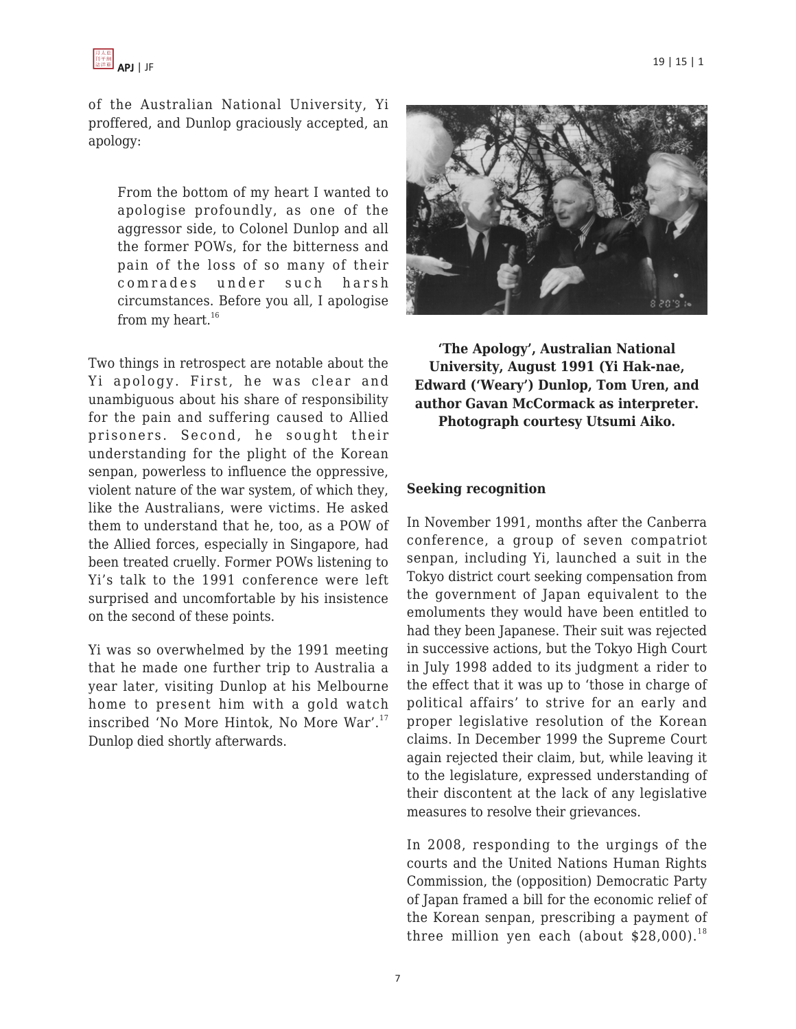of the Australian National University, Yi proffered, and Dunlop graciously accepted, an apology:

> From the bottom of my heart I wanted to apologise profoundly, as one of the aggressor side, to Colonel Dunlop and all the former POWs, for the bitterness and pain of the loss of so many of their comrades under such harsh circumstances. Before you all, I apologise from my heart.[16]

Two things in retrospect are notable about the Yi apology. First, he was clear and unambiguous about his share of responsibility for the pain and suffering caused to Allied prisoners. Second, he sought their understanding for the plight of the Korean senpan, powerless to influence the oppressive, violent nature of the war system, of which they, like the Australians, were victims. He asked them to understand that he, too, as a POW of the Allied forces, especially in Singapore, had been treated cruelly. Former POWs listening to Yi's talk to the 1991 conference were left surprised and uncomfortable by his insistence on the second of these points.

Yi was so overwhelmed by the 1991 meeting that he made one further trip to Australia a year later, visiting Dunlop at his Melbourne home to present him with a gold watch inscribed 'No More Hintok, No More War'.[17] Dunlop died shortly afterwards.

**'The Apology', Australian National University, August 1991 (Yi Hak-nae, Edward ('Weary') Dunlop, Tom Uren, and author Gavan McCormack as interpreter. Photograph courtesy Utsumi Aiko.**

### Seeking recognition

In November 1991, months after the Canberra conference, a group of seven compatriot senpan, including Yi, launched a suit in the Tokyo district court seeking compensation from the government of Japan equivalent to the emoluments they would have been entitled to had they been Japanese. Their suit was rejected in successive actions, but the Tokyo High Court in July 1998 added to its judgment a rider to the effect that it was up to 'those in charge of political affairs' to strive for an early and proper legislative resolution of the Korean claims. In December 1999 the Supreme Court again rejected their claim, but, while leaving it to the legislature, expressed understanding of their discontent at the lack of any legislative measures to resolve their grievances.

In 2008, responding to the urgings of the courts and the United Nations Human Rights Commission, the (opposition) Democratic Party of Japan framed a bill for the economic relief of the Korean senpan, prescribing a payment of three million yen each (about $28,000).[18]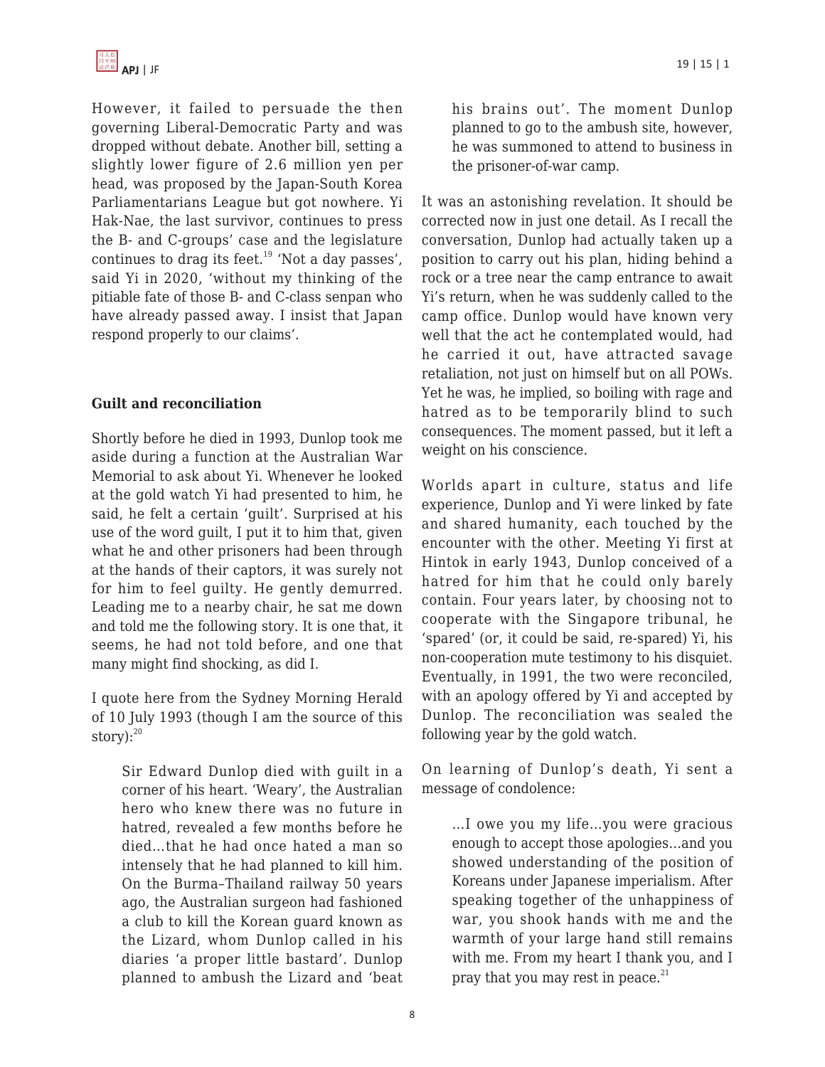However, it failed to persuade the then governing Liberal-Democratic Party and was dropped without debate. Another bill, setting a slightly lower figure of 2.6 million yen per head, was proposed by the Japan-South Korea Parliamentarians League but got nowhere. Yi Hak-Nae, the last survivor, continues to press the B- and C-groups' case and the legislature continues to drag its feet.[19] 'Not a day passes', said Yi in 2020, 'without my thinking of the pitiable fate of those B- and C-class senpan who have already passed away. I insist that Japan respond properly to our claims'.

## Guilt and reconciliation

Shortly before he died in 1993, Dunlop took me aside during a function at the Australian War Memorial to ask about Yi. Whenever he looked at the gold watch Yi had presented to him, he said, he felt a certain 'guilt'. Surprised at his use of the word guilt, I put it to him that, given what he and other prisoners had been through at the hands of their captors, it was surely not for him to feel guilty. He gently demurred. Leading me to a nearby chair, he sat me down and told me the following story. It is one that, it seems, he had not told before, and one that many might find shocking, as did I.

I quote here from the Sydney Morning Herald of 10 July 1993 (though I am the source of this story):[20]

> Sir Edward Dunlop died with guilt in a corner of his heart. 'Weary', the Australian hero who knew there was no future in hatred, revealed a few months before he died…that he had once hated a man so intensely that he had planned to kill him. On the Burma–Thailand railway 50 years ago, the Australian surgeon had fashioned a club to kill the Korean guard known as the Lizard, whom Dunlop called in his diaries 'a proper little bastard'. Dunlop planned to ambush the Lizard and 'beat his brains out'. The moment Dunlop planned to go to the ambush site, however, he was summoned to attend to business in the prisoner-of-war camp.

It was an astonishing revelation. It should be corrected now in just one detail. As I recall the conversation, Dunlop had actually taken up a position to carry out his plan, hiding behind a rock or a tree near the camp entrance to await Yi's return, when he was suddenly called to the camp office. Dunlop would have known very well that the act he contemplated would, had he carried it out, have attracted savage retaliation, not just on himself but on all POWs. Yet he was, he implied, so boiling with rage and hatred as to be temporarily blind to such consequences. The moment passed, but it left a weight on his conscience.

Worlds apart in culture, status and life experience, Dunlop and Yi were linked by fate and shared humanity, each touched by the encounter with the other. Meeting Yi first at Hintok in early 1943, Dunlop conceived of a hatred for him that he could only barely contain. Four years later, by choosing not to cooperate with the Singapore tribunal, he 'spared' (or, it could be said, re-spared) Yi, his non-cooperation mute testimony to his disquiet. Eventually, in 1991, the two were reconciled, with an apology offered by Yi and accepted by Dunlop. The reconciliation was sealed the following year by the gold watch.

On learning of Dunlop's death, Yi sent a message of condolence:

> …I owe you my life…you were gracious enough to accept those apologies…and you showed understanding of the position of Koreans under Japanese imperialism. After speaking together of the unhappiness of war, you shook hands with me and the warmth of your large hand still remains with me. From my heart I thank you, and I pray that you may rest in peace.[21]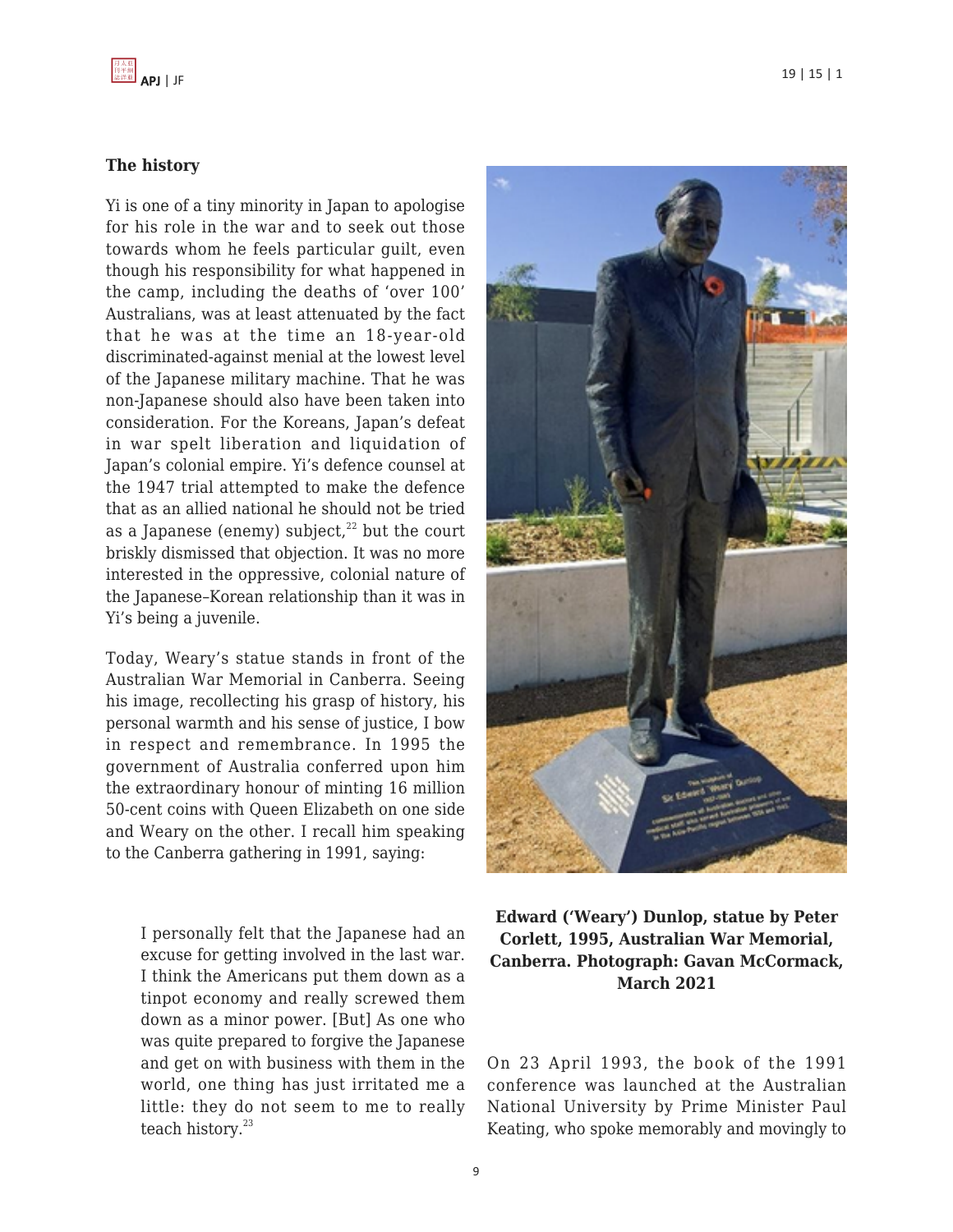**The history**

Yi is one of a tiny minority in Japan to apologise for his role in the war and to seek out those towards whom he feels particular guilt, even though his responsibility for what happened in the camp, including the deaths of 'over 100' Australians, was at least attenuated by the fact that he was at the time an 18-year-old discriminated-against menial at the lowest level of the Japanese military machine. That he was non-Japanese should also have been taken into consideration. For the Koreans, Japan's defeat in war spelt liberation and liquidation of Japan's colonial empire. Yi's defence counsel at the 1947 trial attempted to make the defence that as an allied national he should not be tried as a Japanese (enemy) subject,[22] but the court briskly dismissed that objection. It was no more interested in the oppressive, colonial nature of the Japanese–Korean relationship than it was in Yi's being a juvenile.

Today, Weary's statue stands in front of the Australian War Memorial in Canberra. Seeing his image, recollecting his grasp of history, his personal warmth and his sense of justice, I bow in respect and remembrance. In 1995 the government of Australia conferred upon him the extraordinary honour of minting 16 million 50-cent coins with Queen Elizabeth on one side and Weary on the other. I recall him speaking to the Canberra gathering in 1991, saying:

> I personally felt that the Japanese had an excuse for getting involved in the last war. I think the Americans put them down as a tinpot economy and really screwed them down as a minor power. [But] As one who was quite prepared to forgive the Japanese and get on with business with them in the world, one thing has just irritated me a little: they do not seem to me to really teach history.[23]

**Edward ('Weary') Dunlop, statue by Peter Corlett, 1995, Australian War Memorial, Canberra. Photograph: Gavan McCormack, March 2021**

On 23 April 1993, the book of the 1991 conference was launched at the Australian National University by Prime Minister Paul Keating, who spoke memorably and movingly to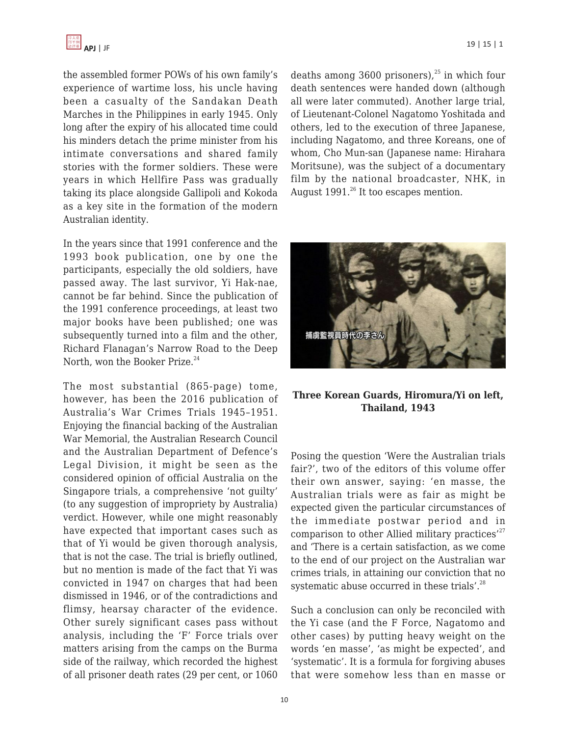the assembled former POWs of his own family's experience of wartime loss, his uncle having been a casualty of the Sandakan Death Marches in the Philippines in early 1945. Only long after the expiry of his allocated time could his minders detach the prime minister from his intimate conversations and shared family stories with the former soldiers. These were years in which Hellfire Pass was gradually taking its place alongside Gallipoli and Kokoda as a key site in the formation of the modern Australian identity.

In the years since that 1991 conference and the 1993 book publication, one by one the participants, especially the old soldiers, have passed away. The last survivor, Yi Hak-nae, cannot be far behind. Since the publication of the 1991 conference proceedings, at least two major books have been published; one was subsequently turned into a film and the other, Richard Flanagan's Narrow Road to the Deep North, won the Booker Prize.[24]

The most substantial (865-page) tome, however, has been the 2016 publication of Australia's War Crimes Trials 1945–1951. Enjoying the financial backing of the Australian War Memorial, the Australian Research Council and the Australian Department of Defence's Legal Division, it might be seen as the considered opinion of official Australia on the Singapore trials, a comprehensive 'not guilty' (to any suggestion of impropriety by Australia) verdict. However, while one might reasonably have expected that important cases such as that of Yi would be given thorough analysis, that is not the case. The trial is briefly outlined, but no mention is made of the fact that Yi was convicted in 1947 on charges that had been dismissed in 1946, or of the contradictions and flimsy, hearsay character of the evidence. Other surely significant cases pass without analysis, including the 'F' Force trials over matters arising from the camps on the Burma side of the railway, which recorded the highest of all prisoner death rates (29 per cent, or 1060 deaths among 3600 prisoners),[25] in which four death sentences were handed down (although all were later commuted). Another large trial, of Lieutenant-Colonel Nagatomo Yoshitada and others, led to the execution of three Japanese, including Nagatomo, and three Koreans, one of whom, Cho Mun-san (Japanese name: Hirahara Moritsune), was the subject of a documentary film by the national broadcaster, NHK, in August 1991.[26] It too escapes mention.

**Three Korean Guards, Hiromura/Yi on left, Thailand, 1943**

Posing the question 'Were the Australian trials fair?', two of the editors of this volume offer their own answer, saying: 'en masse, the Australian trials were as fair as might be expected given the particular circumstances of the immediate postwar period and in comparison to other Allied military practices'[27] and 'There is a certain satisfaction, as we come to the end of our project on the Australian war crimes trials, in attaining our conviction that no systematic abuse occurred in these trials'.[28]

Such a conclusion can only be reconciled with the Yi case (and the F Force, Nagatomo and other cases) by putting heavy weight on the words 'en masse', 'as might be expected', and 'systematic'. It is a formula for forgiving abuses that were somehow less than en masse or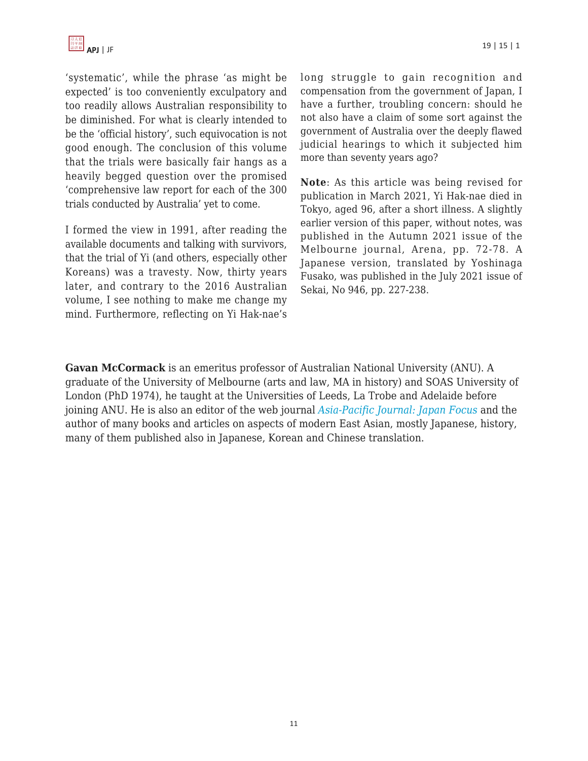'systematic', while the phrase 'as might be expected' is too conveniently exculpatory and too readily allows Australian responsibility to be diminished. For what is clearly intended to be the 'official history', such equivocation is not good enough. The conclusion of this volume that the trials were basically fair hangs as a heavily begged question over the promised 'comprehensive law report for each of the 300 trials conducted by Australia' yet to come.

I formed the view in 1991, after reading the available documents and talking with survivors, that the trial of Yi (and others, especially other Koreans) was a travesty. Now, thirty years later, and contrary to the 2016 Australian volume, I see nothing to make me change my mind. Furthermore, reflecting on Yi Hak-nae's long struggle to gain recognition and compensation from the government of Japan, I have a further, troubling concern: should he not also have a claim of some sort against the government of Australia over the deeply flawed judicial hearings to which it subjected him more than seventy years ago?

**Note**: As this article was being revised for publication in March 2021, Yi Hak-nae died in Tokyo, aged 96, after a short illness. A slightly earlier version of this paper, without notes, was published in the Autumn 2021 issue of the Melbourne journal, Arena, pp. 72-78. A Japanese version, translated by Yoshinaga Fusako, was published in the July 2021 issue of Sekai, No 946, pp. 227-238.

**Gavan McCormack** is an emeritus professor of Australian National University (ANU). A graduate of the University of Melbourne (arts and law, MA in history) and SOAS University of London (PhD 1974), he taught at the Universities of Leeds, La Trobe and Adelaide before joining ANU. He is also an editor of the web journal *Asia-Pacific Journal: Japan Focus* and the author of many books and articles on aspects of modern East Asian, mostly Japanese, history, many of them published also in Japanese, Korean and Chinese translation.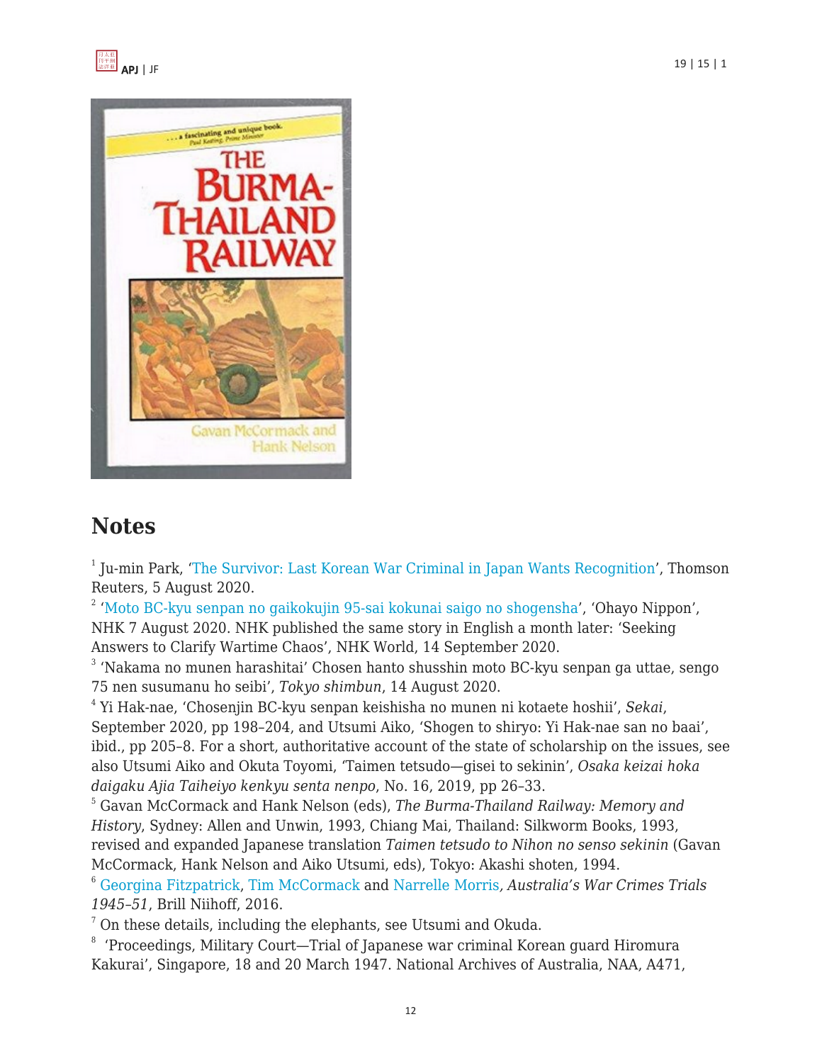## Notes

[1] Ju-min Park, 'The Survivor: Last Korean War Criminal in Japan Wants Recognition', Thomson Reuters, 5 August 2020.

[2] 'Moto BC-kyu senpan no gaikokujin 95-sai kokunai saigo no shogensha', 'Ohayo Nippon', NHK 7 August 2020. NHK published the same story in English a month later: 'Seeking Answers to Clarify Wartime Chaos', NHK World, 14 September 2020.

[3] 'Nakama no munen harashitai' Chosen hanto shusshin moto BC-kyu senpan ga uttae, sengo 75 nen susumanu ho seibi', *Tokyo shimbun*, 14 August 2020.

[4] Yi Hak-nae, 'Chosenjin BC-kyu senpan keishisha no munen ni kotaete hoshii', *Sekai*, September 2020, pp 198–204, and Utsumi Aiko, 'Shogen to shiryo: Yi Hak-nae san no baai', ibid., pp 205–8. For a short, authoritative account of the state of scholarship on the issues, see also Utsumi Aiko and Okuta Toyomi, 'Taimen tetsudo—gisei to sekinin', *Osaka keizai hoka daigaku Ajia Taiheiyo kenkyu senta nenpo*, No. 16, 2019, pp 26–33.

[5] Gavan McCormack and Hank Nelson (eds), *The Burma-Thailand Railway: Memory and History*, Sydney: Allen and Unwin, 1993, Chiang Mai, Thailand: Silkworm Books, 1993, revised and expanded Japanese translation *Taimen tetsudo to Nihon no senso sekinin* (Gavan McCormack, Hank Nelson and Aiko Utsumi, eds), Tokyo: Akashi shoten, 1994.

[6] Georgina Fitzpatrick, Tim McCormack and Narrelle Morris, *Australia's War Crimes Trials 1945–51*, Brill Niihoff, 2016.

[7] On these details, including the elephants, see Utsumi and Okuda.

[8] 'Proceedings, Military Court—Trial of Japanese war criminal Korean guard Hiromura Kakurai', Singapore, 18 and 20 March 1947. National Archives of Australia, NAA, A471,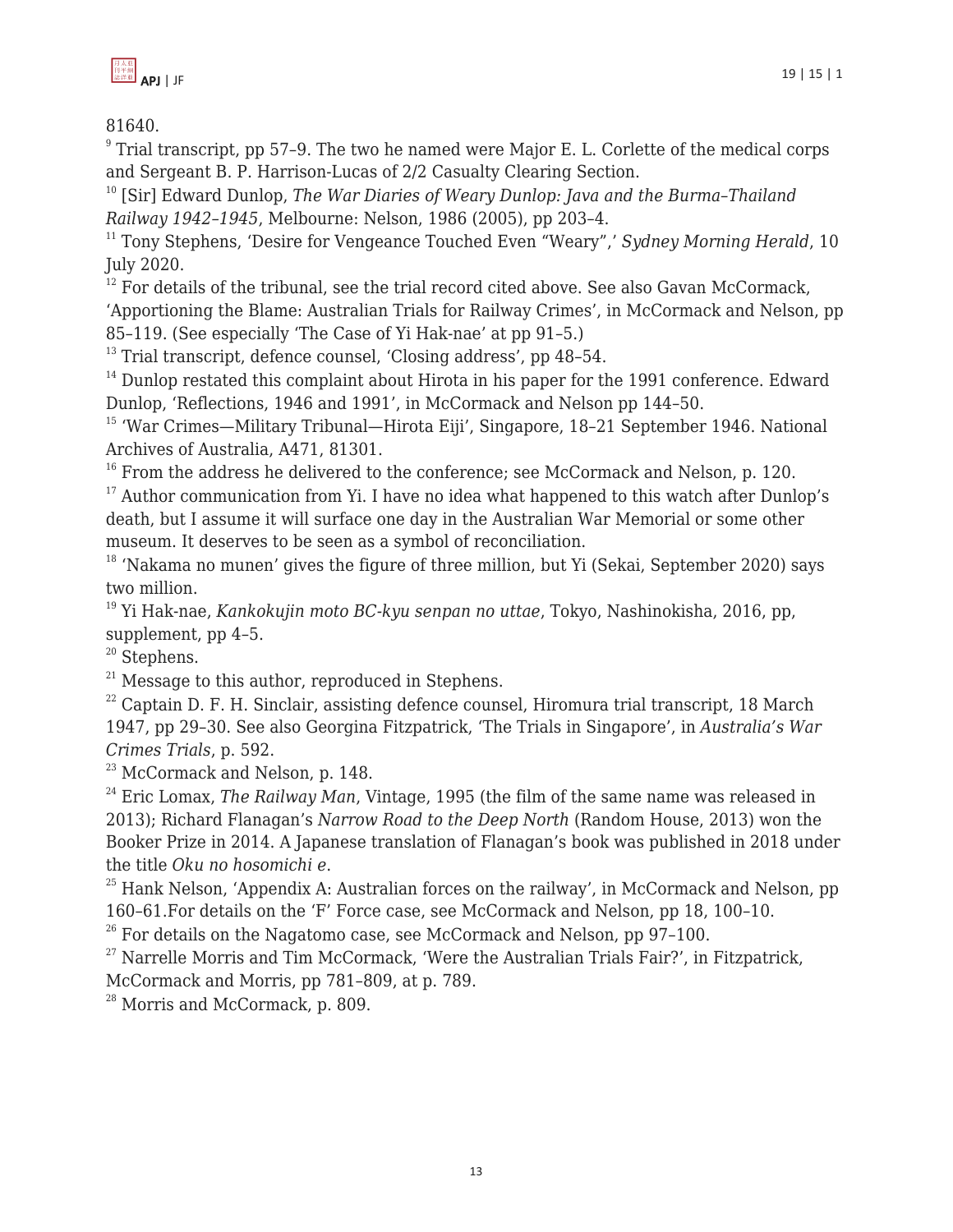81640.

[9] Trial transcript, pp 57–9. The two he named were Major E. L. Corlette of the medical corps and Sergeant B. P. Harrison-Lucas of 2/2 Casualty Clearing Section.

[10] [Sir] Edward Dunlop, *The War Diaries of Weary Dunlop: Java and the Burma–Thailand Railway 1942–1945*, Melbourne: Nelson, 1986 (2005), pp 203–4.

[11] Tony Stephens, 'Desire for Vengeance Touched Even "Weary",' *Sydney Morning Herald*, 10 July 2020.

[12] For details of the tribunal, see the trial record cited above. See also Gavan McCormack, 'Apportioning the Blame: Australian Trials for Railway Crimes', in McCormack and Nelson, pp 85–119. (See especially 'The Case of Yi Hak-nae' at pp 91–5.)

[13] Trial transcript, defence counsel, 'Closing address', pp 48–54.

[14] Dunlop restated this complaint about Hirota in his paper for the 1991 conference. Edward Dunlop, 'Reflections, 1946 and 1991', in McCormack and Nelson pp 144–50.

[15] 'War Crimes—Military Tribunal—Hirota Eiji', Singapore, 18–21 September 1946. National Archives of Australia, A471, 81301.

[16] From the address he delivered to the conference; see McCormack and Nelson, p. 120.

[17] Author communication from Yi. I have no idea what happened to this watch after Dunlop's death, but I assume it will surface one day in the Australian War Memorial or some other museum. It deserves to be seen as a symbol of reconciliation.

[18] 'Nakama no munen' gives the figure of three million, but Yi (Sekai, September 2020) says two million.

[19] Yi Hak-nae, *Kankokujin moto BC-kyu senpan no uttae*, Tokyo, Nashinokisha, 2016, pp, supplement, pp 4–5.

[20] Stephens.

[21] Message to this author, reproduced in Stephens.

[22] Captain D. F. H. Sinclair, assisting defence counsel, Hiromura trial transcript, 18 March 1947, pp 29–30. See also Georgina Fitzpatrick, 'The Trials in Singapore', in *Australia's War Crimes Trials*, p. 592.

[23] McCormack and Nelson, p. 148.

[24] Eric Lomax, *The Railway Man*, Vintage, 1995 (the film of the same name was released in 2013); Richard Flanagan's *Narrow Road to the Deep North* (Random House, 2013) won the Booker Prize in 2014. A Japanese translation of Flanagan's book was published in 2018 under the title *Oku no hosomichi e*.

[25] Hank Nelson, 'Appendix A: Australian forces on the railway', in McCormack and Nelson, pp 160–61.For details on the 'F' Force case, see McCormack and Nelson, pp 18, 100–10.

[26] For details on the Nagatomo case, see McCormack and Nelson, pp 97–100.

[27] Narrelle Morris and Tim McCormack, 'Were the Australian Trials Fair?', in Fitzpatrick, McCormack and Morris, pp 781–809, at p. 789.

[28] Morris and McCormack, p. 809.